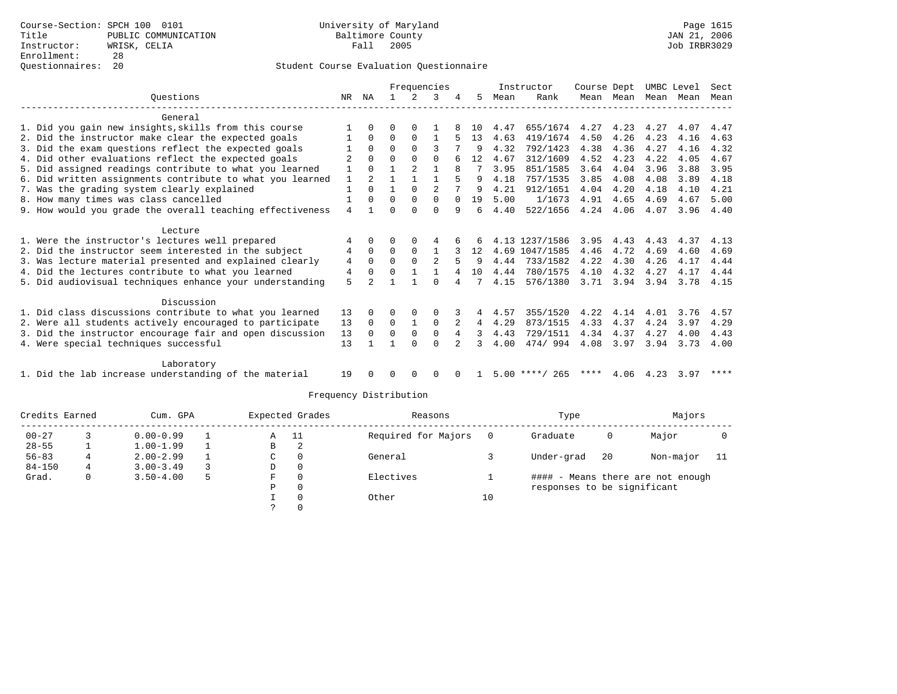Course-Section: SPCH 100 0101
Title: PUBLIC COMMUNICATION
Instructor: WRISK, CELIA
Enrollment: 28
Questionnaires: 20

University of Maryland
Baltimore County
Fall 2005

JAN 21, 2006
Job IRBR3029

## Student Course Evaluation Questionnaire

| Questions | NR | NA | 1 | 2 | 3 | 4 | 5 | Instructor Mean | Instructor Rank | Course Mean | Dept Mean | UMBC Mean | Level Mean | Sect Mean |
|---|---|---|---|---|---|---|---|---|---|---|---|---|---|---|
| **General** | | | | | | | | | | | | | | |
| 1. Did you gain new insights,skills from this course | 1 | 0 | 0 | 0 | 1 | 8 | 10 | 4.47 | 655/1674 | 4.27 | 4.23 | 4.27 | 4.07 | 4.47 |
| 2. Did the instructor make clear the expected goals | 1 | 0 | 0 | 0 | 1 | 5 | 13 | 4.63 | 419/1674 | 4.50 | 4.26 | 4.23 | 4.16 | 4.63 |
| 3. Did the exam questions reflect the expected goals | 1 | 0 | 0 | 0 | 3 | 7 | 9 | 4.32 | 792/1423 | 4.38 | 4.36 | 4.27 | 4.16 | 4.32 |
| 4. Did other evaluations reflect the expected goals | 2 | 0 | 0 | 0 | 0 | 6 | 12 | 4.67 | 312/1609 | 4.52 | 4.23 | 4.22 | 4.05 | 4.67 |
| 5. Did assigned readings contribute to what you learned | 1 | 0 | 1 | 2 | 1 | 8 | 7 | 3.95 | 851/1585 | 3.64 | 4.04 | 3.96 | 3.88 | 3.95 |
| 6. Did written assignments contribute to what you learned | 1 | 2 | 1 | 1 | 1 | 5 | 9 | 4.18 | 757/1535 | 3.85 | 4.08 | 4.08 | 3.89 | 4.18 |
| 7. Was the grading system clearly explained | 1 | 0 | 1 | 0 | 2 | 7 | 9 | 4.21 | 912/1651 | 4.04 | 4.20 | 4.18 | 4.10 | 4.21 |
| 8. How many times was class cancelled | 1 | 0 | 0 | 0 | 0 | 0 | 19 | 5.00 | 1/1673 | 4.91 | 4.65 | 4.69 | 4.67 | 5.00 |
| 9. How would you grade the overall teaching effectiveness | 4 | 1 | 0 | 0 | 0 | 9 | 6 | 4.40 | 522/1656 | 4.24 | 4.06 | 4.07 | 3.96 | 4.40 |
| **Lecture** | | | | | | | | | | | | | | |
| 1. Were the instructor's lectures well prepared | 4 | 0 | 0 | 0 | 4 | 6 | 6 | 4.13 | 1237/1586 | 3.95 | 4.43 | 4.43 | 4.37 | 4.13 |
| 2. Did the instructor seem interested in the subject | 4 | 0 | 0 | 0 | 1 | 3 | 12 | 4.69 | 1047/1585 | 4.46 | 4.72 | 4.69 | 4.60 | 4.69 |
| 3. Was lecture material presented and explained clearly | 4 | 0 | 0 | 0 | 2 | 5 | 9 | 4.44 | 733/1582 | 4.22 | 4.30 | 4.26 | 4.17 | 4.44 |
| 4. Did the lectures contribute to what you learned | 4 | 0 | 0 | 1 | 1 | 4 | 10 | 4.44 | 780/1575 | 4.10 | 4.32 | 4.27 | 4.17 | 4.44 |
| 5. Did audiovisual techniques enhance your understanding | 5 | 2 | 1 | 1 | 0 | 4 | 7 | 4.15 | 576/1380 | 3.71 | 3.94 | 3.94 | 3.78 | 4.15 |
| **Discussion** | | | | | | | | | | | | | | |
| 1. Did class discussions contribute to what you learned | 13 | 0 | 0 | 0 | 0 | 3 | 4 | 4.57 | 355/1520 | 4.22 | 4.14 | 4.01 | 3.76 | 4.57 |
| 2. Were all students actively encouraged to participate | 13 | 0 | 0 | 1 | 0 | 2 | 4 | 4.29 | 873/1515 | 4.33 | 4.37 | 4.24 | 3.97 | 4.29 |
| 3. Did the instructor encourage fair and open discussion | 13 | 0 | 0 | 0 | 0 | 4 | 3 | 4.43 | 729/1511 | 4.34 | 4.37 | 4.27 | 4.00 | 4.43 |
| 4. Were special techniques successful | 13 | 1 | 1 | 0 | 0 | 2 | 3 | 4.00 | 474/ 994 | 4.08 | 3.97 | 3.94 | 3.73 | 4.00 |
| **Laboratory** | | | | | | | | | | | | | | |
| 1. Did the lab increase understanding of the material | 19 | 0 | 0 | 0 | 0 | 0 | 1 | 5.00 | ****/ 265 | **** | 4.06 | 4.23 | 3.97 | **** |

## Frequency Distribution

| Credits Earned | | Cum. GPA | | Expected Grades | | Reasons | | Type | | Majors | |
|---|---|---|---|---|---|---|---|---|---|---|---|
| 00-27 | 3 | 0.00-0.99 | 1 | A | 11 | Required for Majors | 0 | Graduate | 0 | Major | 0 |
| 28-55 | 1 | 1.00-1.99 | 1 | B | 2 | | | | | | |
| 56-83 | 4 | 2.00-2.99 | 1 | C | 0 | General | 3 | Under-grad | 20 | Non-major | 11 |
| 84-150 | 4 | 3.00-3.49 | 3 | D | 0 | | | | | | |
| Grad. | 0 | 3.50-4.00 | 5 | F | 0 | Electives | 1 | | | | |
| | | | | P | 0 | | | | | | |
| | | | | I | 0 | Other | 10 | | | | |
| | | | | ? | 0 | | | | | | |

#### - Means there are not enough responses to be significant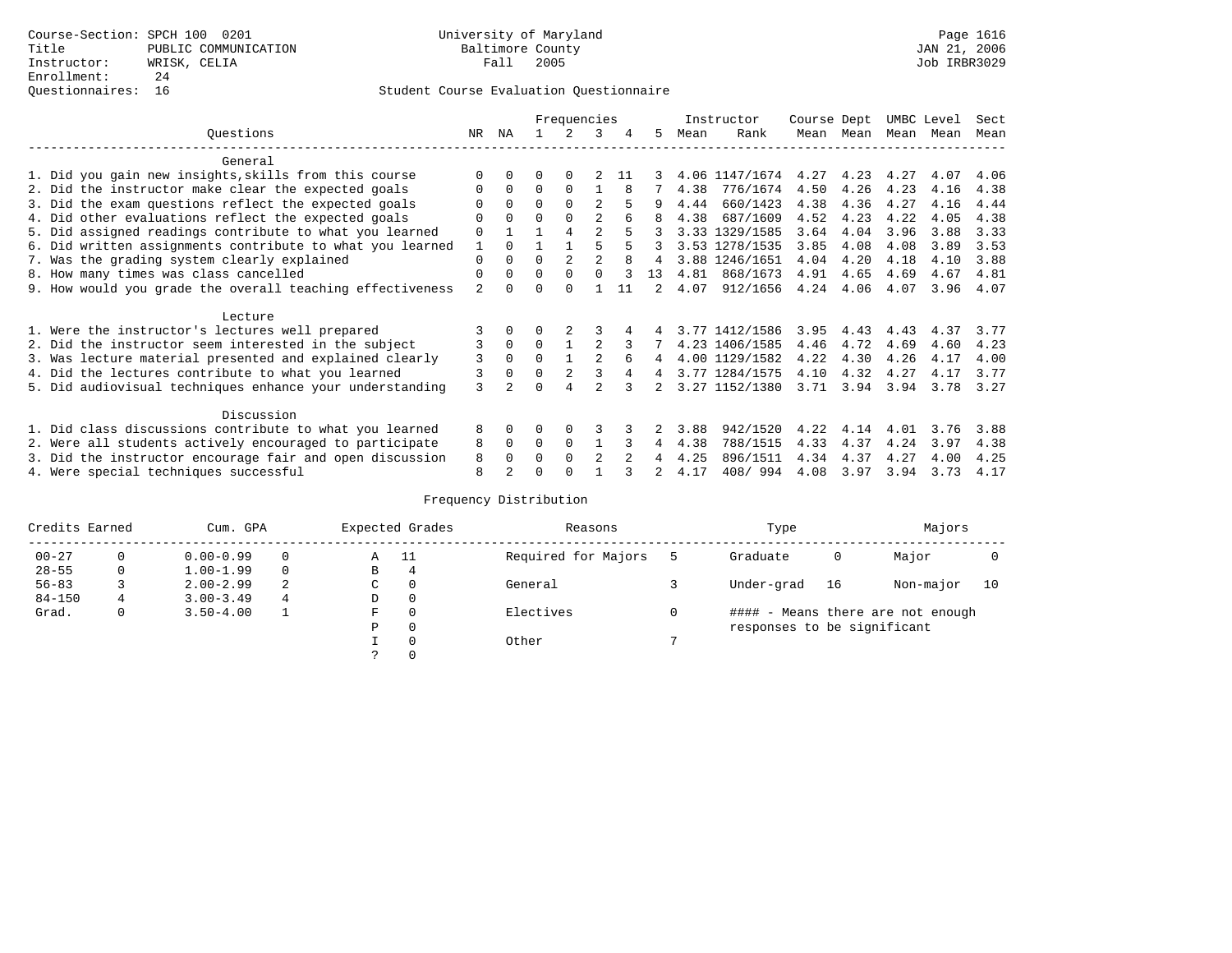Course-Section: SPCH 100 0201
Title: PUBLIC COMMUNICATION
Instructor: WRISK, CELIA
Enrollment: 24
Questionnaires: 16

University of Maryland
Baltimore County
Fall 2005

Page 1616
JAN 21, 2006
Job IRBR3029

## Student Course Evaluation Questionnaire

| Questions | NR | NA | 1 | 2 | 3 | 4 | 5 | Instructor Mean | Instructor Rank | Course Mean | Dept Mean | UMBC Mean | Level Mean | Sect Mean |
|---|---|---|---|---|---|---|---|---|---|---|---|---|---|---|
| **General** | | | | | | | | | | | | | | |
| 1. Did you gain new insights,skills from this course | 0 | 0 | 0 | 0 | 2 | 11 | 3 | 4.06 | 1147/1674 | 4.27 | 4.23 | 4.27 | 4.07 | 4.06 |
| 2. Did the instructor make clear the expected goals | 0 | 0 | 0 | 0 | 1 | 8 | 7 | 4.38 | 776/1674 | 4.50 | 4.26 | 4.23 | 4.16 | 4.38 |
| 3. Did the exam questions reflect the expected goals | 0 | 0 | 0 | 0 | 2 | 5 | 9 | 4.44 | 660/1423 | 4.38 | 4.36 | 4.27 | 4.16 | 4.44 |
| 4. Did other evaluations reflect the expected goals | 0 | 0 | 0 | 0 | 2 | 6 | 8 | 4.38 | 687/1609 | 4.52 | 4.23 | 4.22 | 4.05 | 4.38 |
| 5. Did assigned readings contribute to what you learned | 0 | 1 | 1 | 4 | 2 | 5 | 3 | 3.33 | 1329/1585 | 3.64 | 4.04 | 3.96 | 3.88 | 3.33 |
| 6. Did written assignments contribute to what you learned | 1 | 0 | 1 | 1 | 5 | 5 | 3 | 3.53 | 1278/1535 | 3.85 | 4.08 | 4.08 | 3.89 | 3.53 |
| 7. Was the grading system clearly explained | 0 | 0 | 0 | 2 | 2 | 8 | 4 | 3.88 | 1246/1651 | 4.04 | 4.20 | 4.18 | 4.10 | 3.88 |
| 8. How many times was class cancelled | 0 | 0 | 0 | 0 | 0 | 3 | 13 | 4.81 | 868/1673 | 4.91 | 4.65 | 4.69 | 4.67 | 4.81 |
| 9. How would you grade the overall teaching effectiveness | 2 | 0 | 0 | 0 | 1 | 11 | 2 | 4.07 | 912/1656 | 4.24 | 4.06 | 4.07 | 3.96 | 4.07 |
| **Lecture** | | | | | | | | | | | | | | |
| 1. Were the instructor's lectures well prepared | 3 | 0 | 0 | 2 | 3 | 4 | 4 | 3.77 | 1412/1586 | 3.95 | 4.43 | 4.43 | 4.37 | 3.77 |
| 2. Did the instructor seem interested in the subject | 3 | 0 | 0 | 1 | 2 | 3 | 7 | 4.23 | 1406/1585 | 4.46 | 4.72 | 4.69 | 4.60 | 4.23 |
| 3. Was lecture material presented and explained clearly | 3 | 0 | 0 | 1 | 2 | 6 | 4 | 4.00 | 1129/1582 | 4.22 | 4.30 | 4.26 | 4.17 | 4.00 |
| 4. Did the lectures contribute to what you learned | 3 | 0 | 0 | 2 | 3 | 4 | 4 | 3.77 | 1284/1575 | 4.10 | 4.32 | 4.27 | 4.17 | 3.77 |
| 5. Did audiovisual techniques enhance your understanding | 3 | 2 | 0 | 4 | 2 | 3 | 2 | 3.27 | 1152/1380 | 3.71 | 3.94 | 3.94 | 3.78 | 3.27 |
| **Discussion** | | | | | | | | | | | | | | |
| 1. Did class discussions contribute to what you learned | 8 | 0 | 0 | 0 | 3 | 3 | 2 | 3.88 | 942/1520 | 4.22 | 4.14 | 4.01 | 3.76 | 3.88 |
| 2. Were all students actively encouraged to participate | 8 | 0 | 0 | 0 | 1 | 3 | 4 | 4.38 | 788/1515 | 4.33 | 4.37 | 4.24 | 3.97 | 4.38 |
| 3. Did the instructor encourage fair and open discussion | 8 | 0 | 0 | 0 | 2 | 2 | 4 | 4.25 | 896/1511 | 4.34 | 4.37 | 4.27 | 4.00 | 4.25 |
| 4. Were special techniques successful | 8 | 2 | 0 | 0 | 1 | 3 | 2 | 4.17 | 408/ 994 | 4.08 | 3.97 | 3.94 | 3.73 | 4.17 |

## Frequency Distribution

| Credits Earned | | Cum. GPA | | Expected Grades | | Reasons | | Type | | Majors | |
|---|---|---|---|---|---|---|---|---|---|---|---|
| 00-27 | 0 | 0.00-0.99 | 0 | A | 11 | Required for Majors | 5 | Graduate | 0 | Major | 0 |
| 28-55 | 0 | 1.00-1.99 | 0 | B | 4 | | | | | | |
| 56-83 | 3 | 2.00-2.99 | 2 | C | 0 | General | 3 | Under-grad | 16 | Non-major | 10 |
| 84-150 | 4 | 3.00-3.49 | 4 | D | 0 | | | | | | |
| Grad. | 0 | 3.50-4.00 | 1 | F | 0 | Electives | 0 | | | | |
| | | | | P | 0 | | | | | | |
| | | | | I | 0 | Other | 7 | | | | |
| | | | | ? | 0 | | | | | | |

#### - Means there are not enough responses to be significant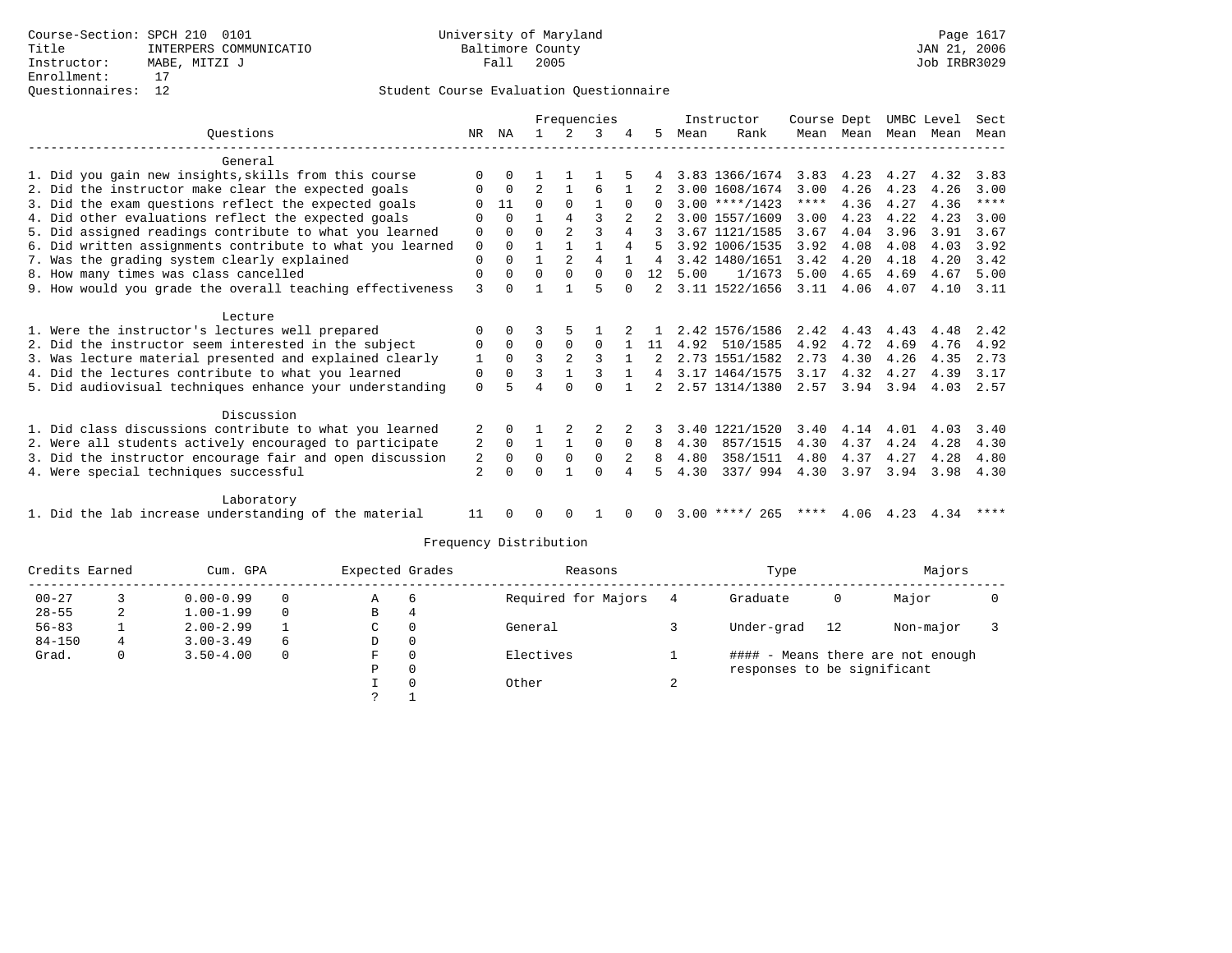Course-Section: SPCH 210 0101
Title: INTERPERS COMMUNICATIO
Instructor: MABE, MITZI J
Enrollment: 17
Questionnaires: 12

University of Maryland
Baltimore County
Fall 2005

Page 1617
JAN 21, 2006
Job IRBR3029

## Student Course Evaluation Questionnaire

| Questions | NR | NA | 1 | 2 | 3 | 4 | 5 | Instructor Mean | Instructor Rank | Course Mean | Dept Mean | UMBC Mean | Level Mean | Sect Mean |
|---|---|---|---|---|---|---|---|---|---|---|---|---|---|---|
| **General** | | | | | | | | | | | | | | |
| 1. Did you gain new insights,skills from this course | 0 | 0 | 1 | 1 | 1 | 5 | 4 | 3.83 | 1366/1674 | 3.83 | 4.23 | 4.27 | 4.32 | 3.83 |
| 2. Did the instructor make clear the expected goals | 0 | 0 | 2 | 1 | 6 | 1 | 2 | 3.00 | 1608/1674 | 3.00 | 4.26 | 4.23 | 4.26 | 3.00 |
| 3. Did the exam questions reflect the expected goals | 0 | 11 | 0 | 0 | 1 | 0 | 0 | 3.00 | ****/1423 | **** | 4.36 | 4.27 | 4.36 | **** |
| 4. Did other evaluations reflect the expected goals | 0 | 0 | 1 | 4 | 3 | 2 | 2 | 3.00 | 1557/1609 | 3.00 | 4.23 | 4.22 | 4.23 | 3.00 |
| 5. Did assigned readings contribute to what you learned | 0 | 0 | 0 | 2 | 3 | 4 | 3 | 3.67 | 1121/1585 | 3.67 | 4.04 | 3.96 | 3.91 | 3.67 |
| 6. Did written assignments contribute to what you learned | 0 | 0 | 1 | 1 | 1 | 4 | 5 | 3.92 | 1006/1535 | 3.92 | 4.08 | 4.08 | 4.03 | 3.92 |
| 7. Was the grading system clearly explained | 0 | 0 | 1 | 2 | 4 | 1 | 4 | 3.42 | 1480/1651 | 3.42 | 4.20 | 4.18 | 4.20 | 3.42 |
| 8. How many times was class cancelled | 0 | 0 | 0 | 0 | 0 | 0 | 12 | 5.00 | 1/1673 | 5.00 | 4.65 | 4.69 | 4.67 | 5.00 |
| 9. How would you grade the overall teaching effectiveness | 3 | 0 | 1 | 1 | 5 | 0 | 2 | 3.11 | 1522/1656 | 3.11 | 4.06 | 4.07 | 4.10 | 3.11 |
| **Lecture** | | | | | | | | | | | | | | |
| 1. Were the instructor's lectures well prepared | 0 | 0 | 3 | 5 | 1 | 2 | 1 | 2.42 | 1576/1586 | 2.42 | 4.43 | 4.43 | 4.48 | 2.42 |
| 2. Did the instructor seem interested in the subject | 0 | 0 | 0 | 0 | 0 | 1 | 11 | 4.92 | 510/1585 | 4.92 | 4.72 | 4.69 | 4.76 | 4.92 |
| 3. Was lecture material presented and explained clearly | 1 | 0 | 3 | 2 | 3 | 1 | 2 | 2.73 | 1551/1582 | 2.73 | 4.30 | 4.26 | 4.35 | 2.73 |
| 4. Did the lectures contribute to what you learned | 0 | 0 | 3 | 1 | 3 | 1 | 4 | 3.17 | 1464/1575 | 3.17 | 4.32 | 4.27 | 4.39 | 3.17 |
| 5. Did audiovisual techniques enhance your understanding | 0 | 5 | 4 | 0 | 0 | 1 | 2 | 2.57 | 1314/1380 | 2.57 | 3.94 | 3.94 | 4.03 | 2.57 |
| **Discussion** | | | | | | | | | | | | | | |
| 1. Did class discussions contribute to what you learned | 2 | 0 | 1 | 2 | 2 | 2 | 3 | 3.40 | 1221/1520 | 3.40 | 4.14 | 4.01 | 4.03 | 3.40 |
| 2. Were all students actively encouraged to participate | 2 | 0 | 1 | 1 | 0 | 0 | 8 | 4.30 | 857/1515 | 4.30 | 4.37 | 4.24 | 4.28 | 4.30 |
| 3. Did the instructor encourage fair and open discussion | 2 | 0 | 0 | 0 | 0 | 2 | 8 | 4.80 | 358/1511 | 4.80 | 4.37 | 4.27 | 4.28 | 4.80 |
| 4. Were special techniques successful | 2 | 0 | 0 | 1 | 0 | 4 | 5 | 4.30 | 337/ 994 | 4.30 | 3.97 | 3.94 | 3.98 | 4.30 |
| **Laboratory** | | | | | | | | | | | | | | |
| 1. Did the lab increase understanding of the material | 11 | 0 | 0 | 0 | 1 | 0 | 0 | 3.00 | ****/ 265 | **** | 4.06 | 4.23 | 4.34 | **** |

## Frequency Distribution

| Credits Earned | | Cum. GPA | | Expected Grades | | Reasons | | Type | | Majors | |
|---|---|---|---|---|---|---|---|---|---|---|---|
| 00-27 | 3 | 0.00-0.99 | 0 | A | 6 | Required for Majors | 4 | Graduate | 0 | Major | 0 |
| 28-55 | 2 | 1.00-1.99 | 0 | B | 4 | | | | | | |
| 56-83 | 1 | 2.00-2.99 | 1 | C | 0 | General | 3 | Under-grad | 12 | Non-major | 3 |
| 84-150 | 4 | 3.00-3.49 | 6 | D | 0 | | | | | | |
| Grad. | 0 | 3.50-4.00 | 0 | F | 0 | Electives | 1 | #### - Means there are not enough responses to be significant | | | |
| | | | | P | 0 | | | | | | |
| | | | | I | 0 | Other | 2 | | | | |
| | | | | ? | 1 | | | | | | |